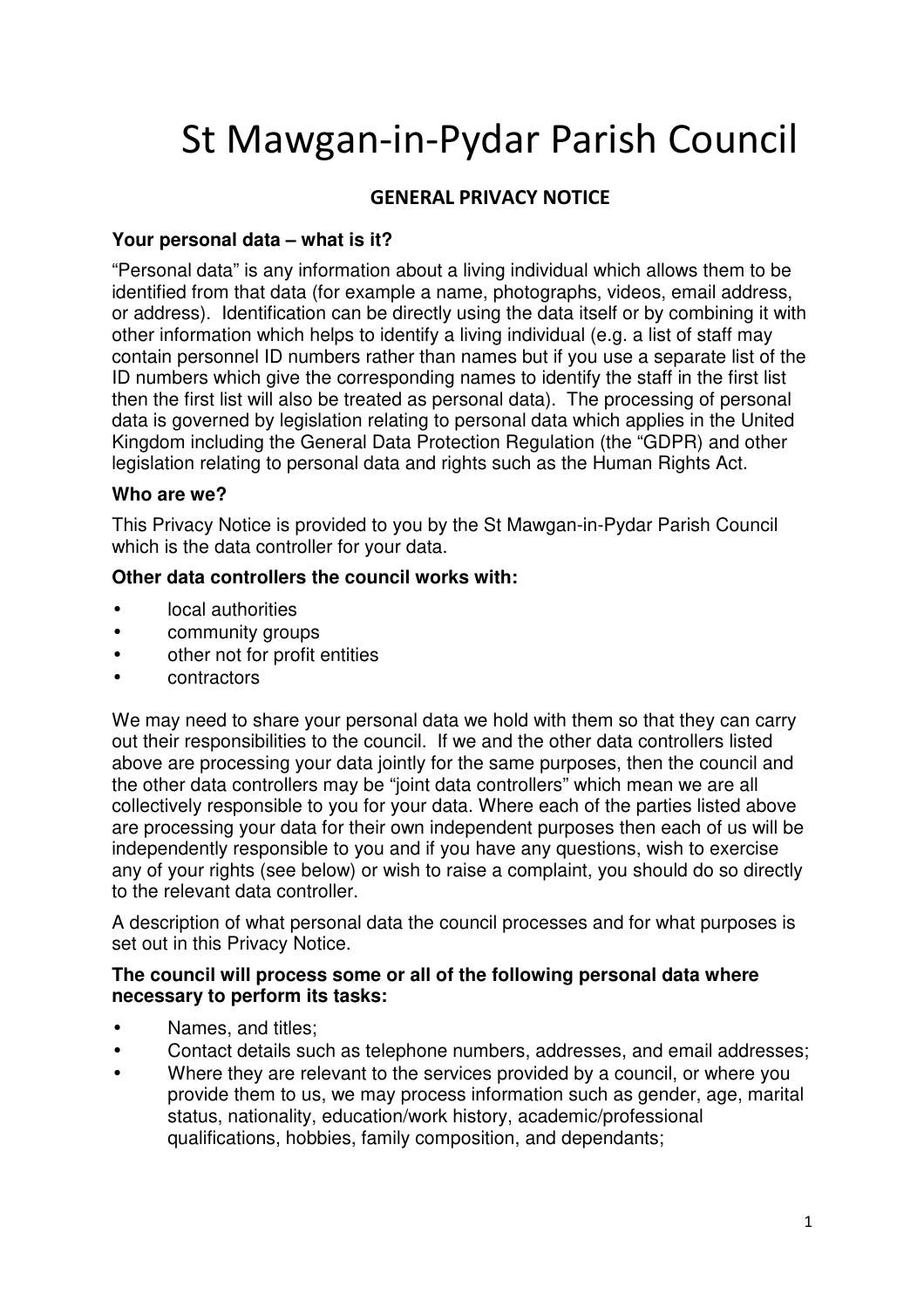# St Mawgan-in-Pydar Parish Council

## GENERAL PRIVACY NOTICE

**Your personal data – what is it?**

"Personal data" is any information about a living individual which allows them to be identified from that data (for example a name, photographs, videos, email address, or address). Identification can be directly using the data itself or by combining it with other information which helps to identify a living individual (e.g. a list of staff may contain personnel ID numbers rather than names but if you use a separate list of the ID numbers which give the corresponding names to identify the staff in the first list then the first list will also be treated as personal data). The processing of personal data is governed by legislation relating to personal data which applies in the United Kingdom including the General Data Protection Regulation (the "GDPR) and other legislation relating to personal data and rights such as the Human Rights Act.

**Who are we?**

This Privacy Notice is provided to you by the St Mawgan-in-Pydar Parish Council which is the data controller for your data.

**Other data controllers the council works with:**

- local authorities
- community groups
- other not for profit entities
- contractors

We may need to share your personal data we hold with them so that they can carry out their responsibilities to the council. If we and the other data controllers listed above are processing your data jointly for the same purposes, then the council and the other data controllers may be "joint data controllers" which mean we are all collectively responsible to you for your data. Where each of the parties listed above are processing your data for their own independent purposes then each of us will be independently responsible to you and if you have any questions, wish to exercise any of your rights (see below) or wish to raise a complaint, you should do so directly to the relevant data controller.

A description of what personal data the council processes and for what purposes is set out in this Privacy Notice.

**The council will process some or all of the following personal data where necessary to perform its tasks:**

- Names, and titles;
- Contact details such as telephone numbers, addresses, and email addresses;
- Where they are relevant to the services provided by a council, or where you provide them to us, we may process information such as gender, age, marital status, nationality, education/work history, academic/professional qualifications, hobbies, family composition, and dependants;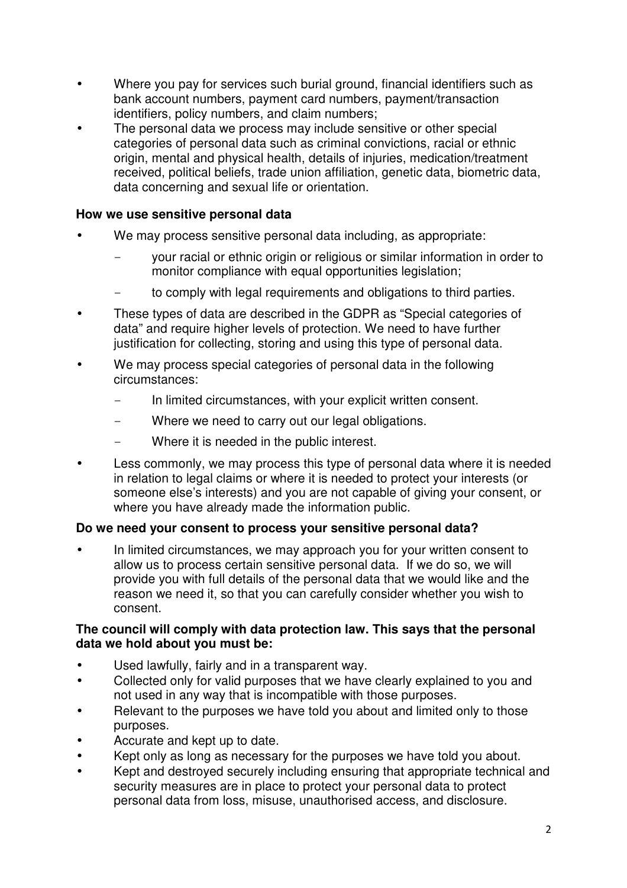- Where you pay for services such burial ground, financial identifiers such as bank account numbers, payment card numbers, payment/transaction identifiers, policy numbers, and claim numbers;
- The personal data we process may include sensitive or other special categories of personal data such as criminal convictions, racial or ethnic origin, mental and physical health, details of injuries, medication/treatment received, political beliefs, trade union affiliation, genetic data, biometric data, data concerning and sexual life or orientation.

**How we use sensitive personal data**

- We may process sensitive personal data including, as appropriate:
  - your racial or ethnic origin or religious or similar information in order to monitor compliance with equal opportunities legislation;
  - to comply with legal requirements and obligations to third parties.
- These types of data are described in the GDPR as "Special categories of data" and require higher levels of protection. We need to have further justification for collecting, storing and using this type of personal data.
- We may process special categories of personal data in the following circumstances:
  - In limited circumstances, with your explicit written consent.
  - Where we need to carry out our legal obligations.
  - Where it is needed in the public interest.
- Less commonly, we may process this type of personal data where it is needed in relation to legal claims or where it is needed to protect your interests (or someone else's interests) and you are not capable of giving your consent, or where you have already made the information public.

**Do we need your consent to process your sensitive personal data?**

- In limited circumstances, we may approach you for your written consent to allow us to process certain sensitive personal data. If we do so, we will provide you with full details of the personal data that we would like and the reason we need it, so that you can carefully consider whether you wish to consent.

**The council will comply with data protection law. This says that the personal data we hold about you must be:**

- Used lawfully, fairly and in a transparent way.
- Collected only for valid purposes that we have clearly explained to you and not used in any way that is incompatible with those purposes.
- Relevant to the purposes we have told you about and limited only to those purposes.
- Accurate and kept up to date.
- Kept only as long as necessary for the purposes we have told you about.
- Kept and destroyed securely including ensuring that appropriate technical and security measures are in place to protect your personal data to protect personal data from loss, misuse, unauthorised access, and disclosure.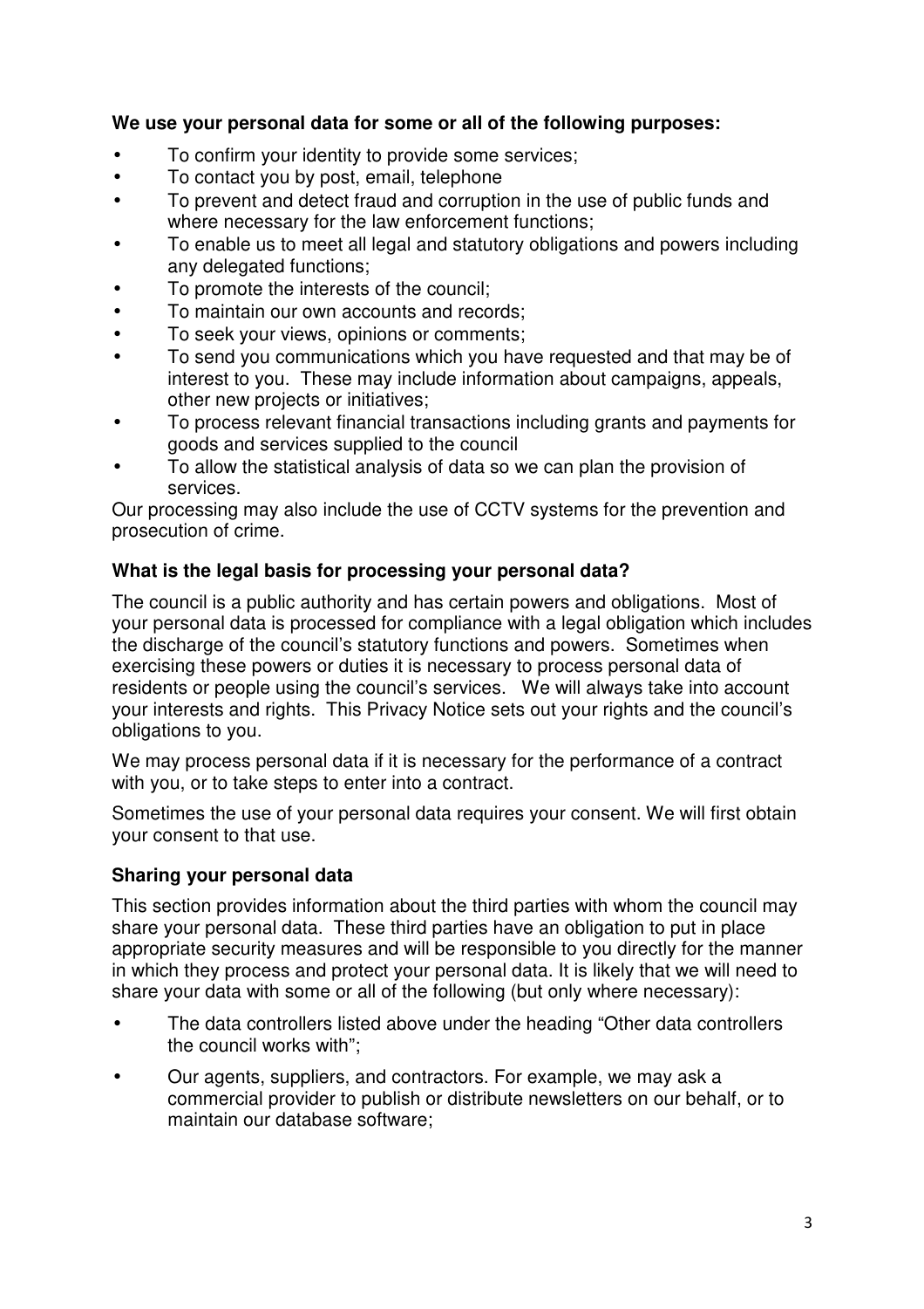**We use your personal data for some or all of the following purposes:**

- To confirm your identity to provide some services;
- To contact you by post, email, telephone
- To prevent and detect fraud and corruption in the use of public funds and where necessary for the law enforcement functions;
- To enable us to meet all legal and statutory obligations and powers including any delegated functions;
- To promote the interests of the council;
- To maintain our own accounts and records;
- To seek your views, opinions or comments;
- To send you communications which you have requested and that may be of interest to you. These may include information about campaigns, appeals, other new projects or initiatives;
- To process relevant financial transactions including grants and payments for goods and services supplied to the council
- To allow the statistical analysis of data so we can plan the provision of services.

Our processing may also include the use of CCTV systems for the prevention and prosecution of crime.

**What is the legal basis for processing your personal data?**

The council is a public authority and has certain powers and obligations. Most of your personal data is processed for compliance with a legal obligation which includes the discharge of the council's statutory functions and powers. Sometimes when exercising these powers or duties it is necessary to process personal data of residents or people using the council's services. We will always take into account your interests and rights. This Privacy Notice sets out your rights and the council's obligations to you.

We may process personal data if it is necessary for the performance of a contract with you, or to take steps to enter into a contract.

Sometimes the use of your personal data requires your consent. We will first obtain your consent to that use.

**Sharing your personal data**

This section provides information about the third parties with whom the council may share your personal data. These third parties have an obligation to put in place appropriate security measures and will be responsible to you directly for the manner in which they process and protect your personal data. It is likely that we will need to share your data with some or all of the following (but only where necessary):

- The data controllers listed above under the heading "Other data controllers the council works with";
- Our agents, suppliers, and contractors. For example, we may ask a commercial provider to publish or distribute newsletters on our behalf, or to maintain our database software;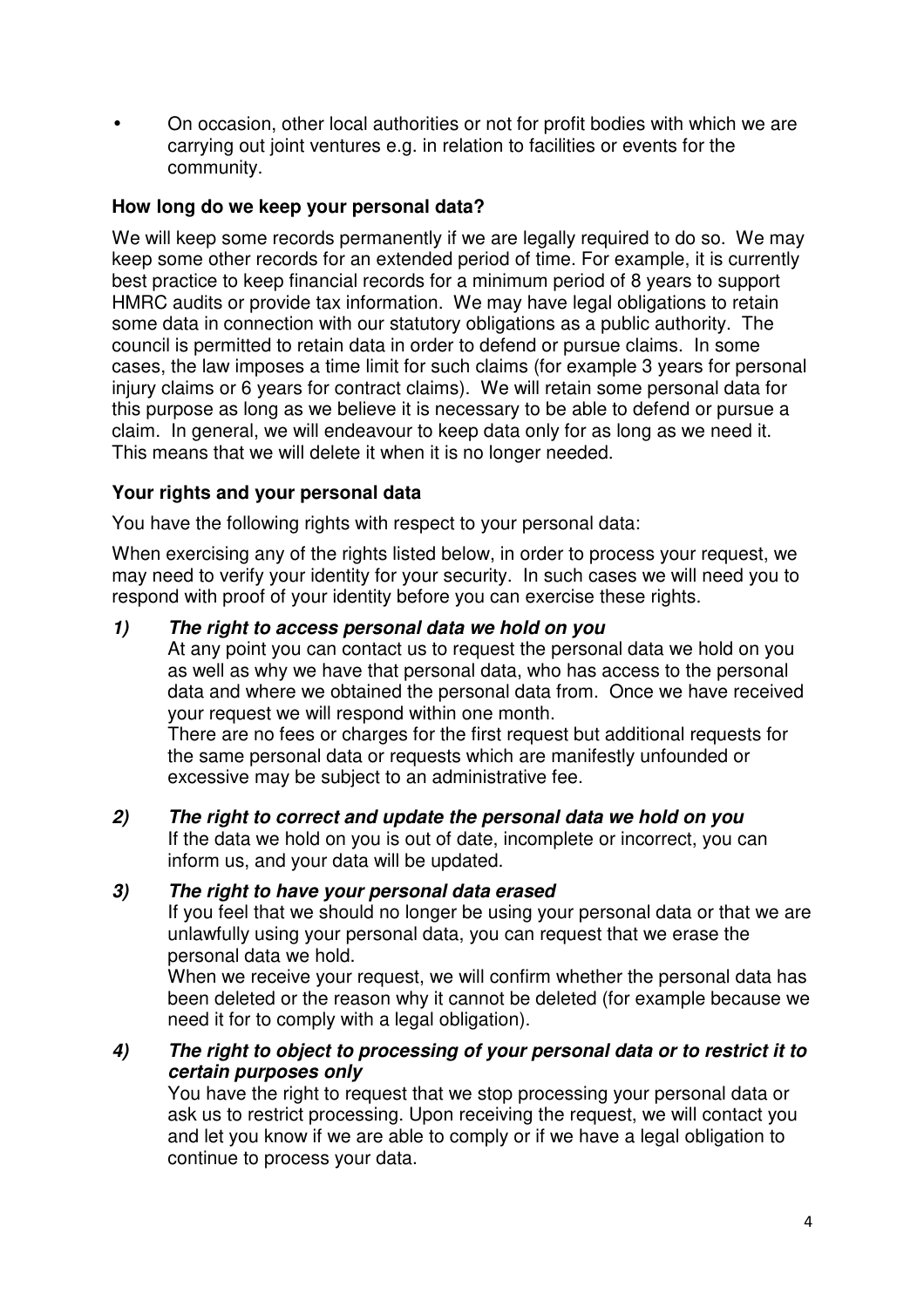- On occasion, other local authorities or not for profit bodies with which we are carrying out joint ventures e.g. in relation to facilities or events for the community.

**How long do we keep your personal data?**

We will keep some records permanently if we are legally required to do so. We may keep some other records for an extended period of time. For example, it is currently best practice to keep financial records for a minimum period of 8 years to support HMRC audits or provide tax information. We may have legal obligations to retain some data in connection with our statutory obligations as a public authority. The council is permitted to retain data in order to defend or pursue claims. In some cases, the law imposes a time limit for such claims (for example 3 years for personal injury claims or 6 years for contract claims). We will retain some personal data for this purpose as long as we believe it is necessary to be able to defend or pursue a claim. In general, we will endeavour to keep data only for as long as we need it. This means that we will delete it when it is no longer needed.

**Your rights and your personal data**

You have the following rights with respect to your personal data:

When exercising any of the rights listed below, in order to process your request, we may need to verify your identity for your security. In such cases we will need you to respond with proof of your identity before you can exercise these rights.

**_1) The right to access personal data we hold on you_**

At any point you can contact us to request the personal data we hold on you as well as why we have that personal data, who has access to the personal data and where we obtained the personal data from. Once we have received your request we will respond within one month.

There are no fees or charges for the first request but additional requests for the same personal data or requests which are manifestly unfounded or excessive may be subject to an administrative fee.

**_2) The right to correct and update the personal data we hold on you_**

If the data we hold on you is out of date, incomplete or incorrect, you can inform us, and your data will be updated.

**_3) The right to have your personal data erased_**

If you feel that we should no longer be using your personal data or that we are unlawfully using your personal data, you can request that we erase the personal data we hold.

When we receive your request, we will confirm whether the personal data has been deleted or the reason why it cannot be deleted (for example because we need it for to comply with a legal obligation).

**_4) The right to object to processing of your personal data or to restrict it to certain purposes only_**

You have the right to request that we stop processing your personal data or ask us to restrict processing. Upon receiving the request, we will contact you and let you know if we are able to comply or if we have a legal obligation to continue to process your data.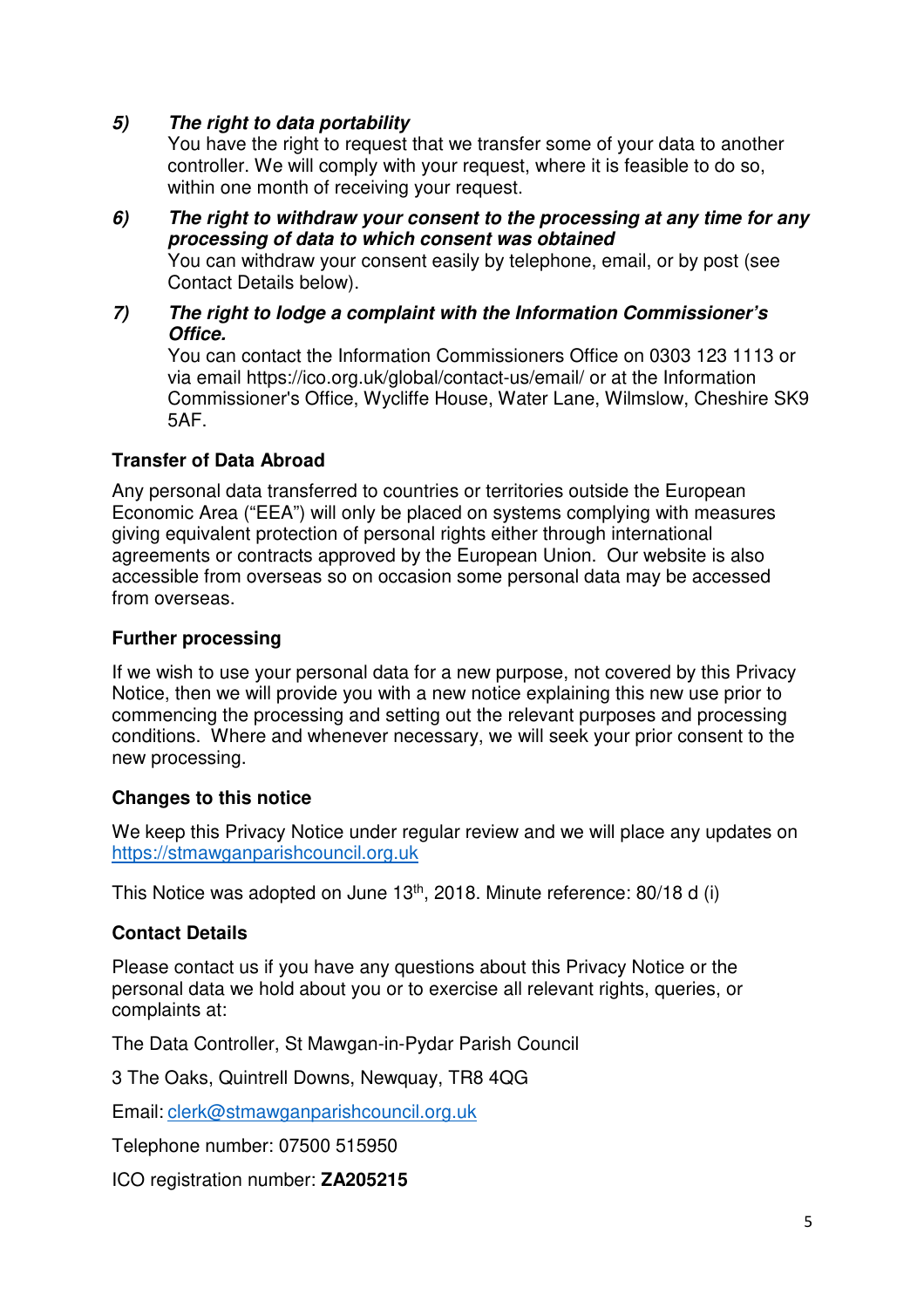5) ***The right to data portability***
   You have the right to request that we transfer some of your data to another controller. We will comply with your request, where it is feasible to do so, within one month of receiving your request.

6) ***The right to withdraw your consent to the processing at any time for any processing of data to which consent was obtained***
   You can withdraw your consent easily by telephone, email, or by post (see Contact Details below).

7) ***The right to lodge a complaint with the Information Commissioner's Office.***
   You can contact the Information Commissioners Office on 0303 123 1113 or via email https://ico.org.uk/global/contact-us/email/ or at the Information Commissioner's Office, Wycliffe House, Water Lane, Wilmslow, Cheshire SK9 5AF.

**Transfer of Data Abroad**

Any personal data transferred to countries or territories outside the European Economic Area ("EEA") will only be placed on systems complying with measures giving equivalent protection of personal rights either through international agreements or contracts approved by the European Union. Our website is also accessible from overseas so on occasion some personal data may be accessed from overseas.

**Further processing**

If we wish to use your personal data for a new purpose, not covered by this Privacy Notice, then we will provide you with a new notice explaining this new use prior to commencing the processing and setting out the relevant purposes and processing conditions. Where and whenever necessary, we will seek your prior consent to the new processing.

**Changes to this notice**

We keep this Privacy Notice under regular review and we will place any updates on [https://stmawganparishcouncil.org.uk](https://stmawganparishcouncil.org.uk)

This Notice was adopted on June 13th, 2018. Minute reference: 80/18 d (i)

**Contact Details**

Please contact us if you have any questions about this Privacy Notice or the personal data we hold about you or to exercise all relevant rights, queries, or complaints at:

The Data Controller, St Mawgan-in-Pydar Parish Council

3 The Oaks, Quintrell Downs, Newquay, TR8 4QG

Email: [clerk@stmawganparishcouncil.org.uk](mailto:clerk@stmawganparishcouncil.org.uk)

Telephone number: 07500 515950

ICO registration number: **ZA205215**